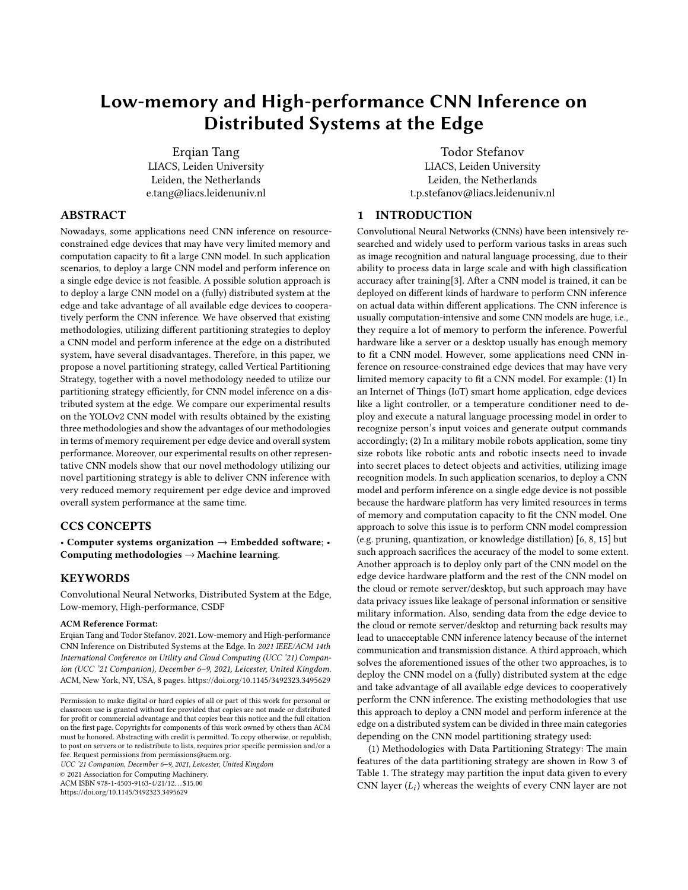# Low-memory and High-performance CNN Inference on Distributed Systems at the Edge

Erqian Tang
LIACS, Leiden University
Leiden, the Netherlands
e.tang@liacs.leidenuniv.nl

Todor Stefanov
LIACS, Leiden University
Leiden, the Netherlands
t.p.stefanov@liacs.leidenuniv.nl

## ABSTRACT

Nowadays, some applications need CNN inference on resource-constrained edge devices that may have very limited memory and computation capacity to fit a large CNN model. In such application scenarios, to deploy a large CNN model and perform inference on a single edge device is not feasible. A possible solution approach is to deploy a large CNN model on a (fully) distributed system at the edge and take advantage of all available edge devices to cooperatively perform the CNN inference. We have observed that existing methodologies, utilizing different partitioning strategies to deploy a CNN model and perform inference at the edge on a distributed system, have several disadvantages. Therefore, in this paper, we propose a novel partitioning strategy, called Vertical Partitioning Strategy, together with a novel methodology needed to utilize our partitioning strategy efficiently, for CNN model inference on a distributed system at the edge. We compare our experimental results on the YOLOv2 CNN model with results obtained by the existing three methodologies and show the advantages of our methodologies in terms of memory requirement per edge device and overall system performance. Moreover, our experimental results on other representative CNN models show that our novel methodology utilizing our novel partitioning strategy is able to deliver CNN inference with very reduced memory requirement per edge device and improved overall system performance at the same time.

## CCS CONCEPTS

• **Computer systems organization → Embedded software**; • **Computing methodologies → Machine learning**.

## KEYWORDS

Convolutional Neural Networks, Distributed System at the Edge, Low-memory, High-performance, CSDF

**ACM Reference Format:**
Erqian Tang and Todor Stefanov. 2021. Low-memory and High-performance CNN Inference on Distributed Systems at the Edge. In *2021 IEEE/ACM 14th International Conference on Utility and Cloud Computing (UCC '21) Companion (UCC '21 Companion), December 6–9, 2021, Leicester, United Kingdom.* ACM, New York, NY, USA, 8 pages. https://doi.org/10.1145/3492323.3495629

Permission to make digital or hard copies of all or part of this work for personal or classroom use is granted without fee provided that copies are not made or distributed for profit or commercial advantage and that copies bear this notice and the full citation on the first page. Copyrights for components of this work owned by others than ACM must be honored. Abstracting with credit is permitted. To copy otherwise, or republish, to post on servers or to redistribute to lists, requires prior specific permission and/or a fee. Request permissions from permissions@acm.org.
*UCC '21 Companion, December 6–9, 2021, Leicester, United Kingdom*
© 2021 Association for Computing Machinery.
ACM ISBN 978-1-4503-9163-4/21/12…$15.00
https://doi.org/10.1145/3492323.3495629

## 1 INTRODUCTION

Convolutional Neural Networks (CNNs) have been intensively researched and widely used to perform various tasks in areas such as image recognition and natural language processing, due to their ability to process data in large scale and with high classification accuracy after training[3]. After a CNN model is trained, it can be deployed on different kinds of hardware to perform CNN inference on actual data within different applications. The CNN inference is usually computation-intensive and some CNN models are huge, i.e., they require a lot of memory to perform the inference. Powerful hardware like a server or a desktop usually has enough memory to fit a CNN model. However, some applications need CNN inference on resource-constrained edge devices that may have very limited memory capacity to fit a CNN model. For example: (1) In an Internet of Things (IoT) smart home application, edge devices like a light controller, or a temperature conditioner need to deploy and execute a natural language processing model in order to recognize person's input voices and generate output commands accordingly; (2) In a military mobile robots application, some tiny size robots like robotic ants and robotic insects need to invade into secret places to detect objects and activities, utilizing image recognition models. In such application scenarios, to deploy a CNN model and perform inference on a single edge device is not possible because the hardware platform has very limited resources in terms of memory and computation capacity to fit the CNN model. One approach to solve this issue is to perform CNN model compression (e.g. pruning, quantization, or knowledge distillation) [6, 8, 15] but such approach sacrifices the accuracy of the model to some extent. Another approach is to deploy only part of the CNN model on the edge device hardware platform and the rest of the CNN model on the cloud or remote server/desktop, but such approach may have data privacy issues like leakage of personal information or sensitive military information. Also, sending data from the edge device to the cloud or remote server/desktop and returning back results may lead to unacceptable CNN inference latency because of the internet communication and transmission distance. A third approach, which solves the aforementioned issues of the other two approaches, is to deploy the CNN model on a (fully) distributed system at the edge and take advantage of all available edge devices to cooperatively perform the CNN inference. The existing methodologies that use this approach to deploy a CNN model and perform inference at the edge on a distributed system can be divided in three main categories depending on the CNN model partitioning strategy used:

(1) Methodologies with Data Partitioning Strategy: The main features of the data partitioning strategy are shown in Row 3 of Table 1. The strategy may partition the input data given to every CNN layer ($L_i$) whereas the weights of every CNN layer are not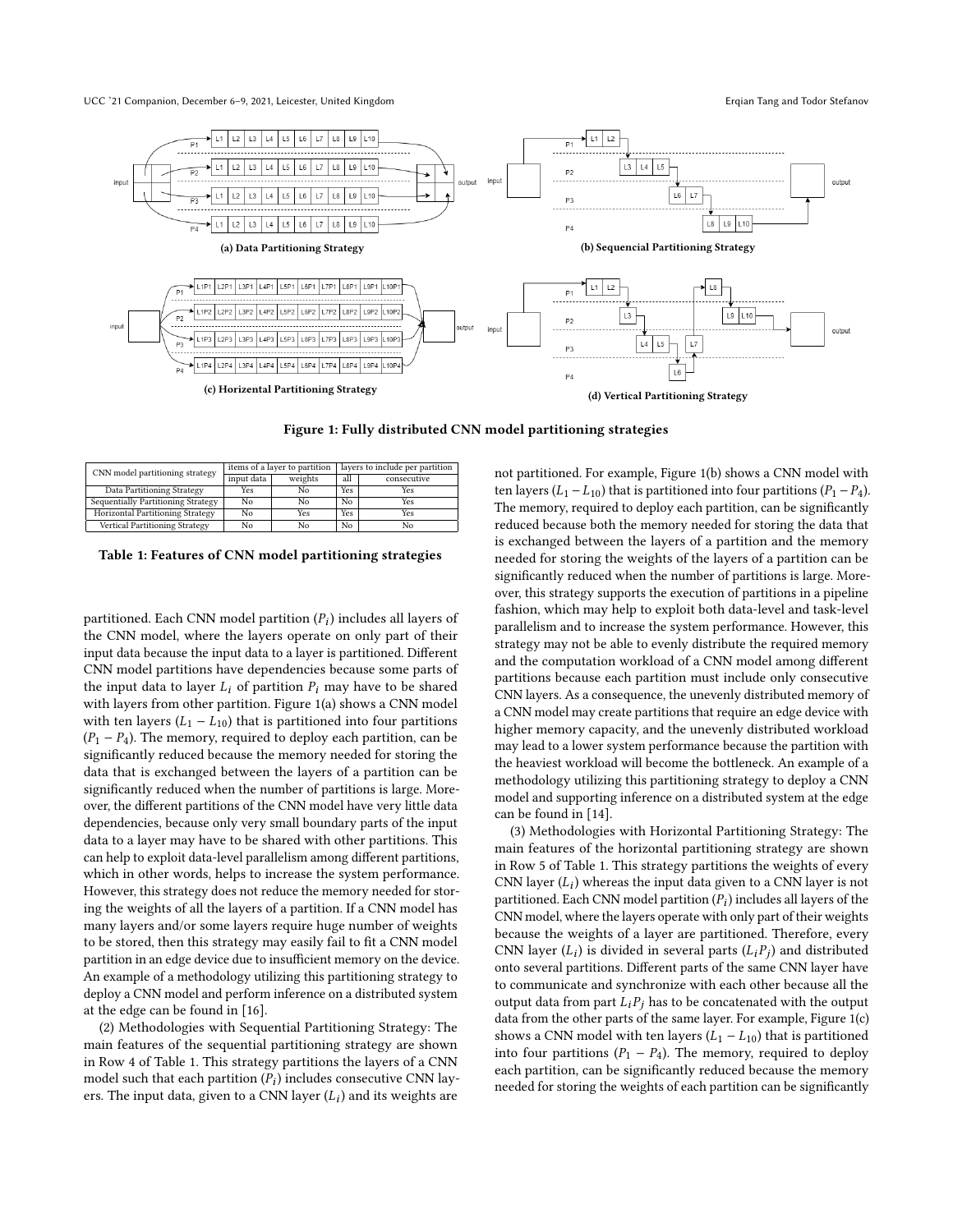Figure 1: Fully distributed CNN model partitioning strategies

| CNN model partitioning strategy | items of a layer to partition | | layers to include per partition | |
|---|---|---|---|---|
| | input data | weights | all | consecutive |
| Data Partitioning Strategy | Yes | No | Yes | Yes |
| Sequentially Partitioning Strategy | No | No | No | Yes |
| Horizontal Partitioning Strategy | No | Yes | Yes | Yes |
| Vertical Partitioning Strategy | No | No | No | No |

**Table 1: Features of CNN model partitioning strategies**

partitioned. Each CNN model partition ($P_i$) includes all layers of the CNN model, where the layers operate on only part of their input data because the input data to a layer is partitioned. Different CNN model partitions have dependencies because some parts of the input data to layer $L_i$ of partition $P_i$ may have to be shared with layers from other partition. Figure 1(a) shows a CNN model with ten layers ($L_1 - L_{10}$) that is partitioned into four partitions ($P_1 - P_4$). The memory, required to deploy each partition, can be significantly reduced because the memory needed for storing the data that is exchanged between the layers of a partition can be significantly reduced when the number of partitions is large. Moreover, the different partitions of the CNN model have very little data dependencies, because only very small boundary parts of the input data to a layer may have to be shared with other partitions. This can help to exploit data-level parallelism among different partitions, which in other words, helps to increase the system performance. However, this strategy does not reduce the memory needed for storing the weights of all the layers of a partition. If a CNN model has many layers and/or some layers require huge number of weights to be stored, then this strategy may easily fail to fit a CNN model partition in an edge device due to insufficient memory on the device. An example of a methodology utilizing this partitioning strategy to deploy a CNN model and perform inference on a distributed system at the edge can be found in [16].

(2) Methodologies with Sequential Partitioning Strategy: The main features of the sequential partitioning strategy are shown in Row 4 of Table 1. This strategy partitions the layers of a CNN model such that each partition ($P_i$) includes consecutive CNN layers. The input data, given to a CNN layer ($L_i$) and its weights are not partitioned. For example, Figure 1(b) shows a CNN model with ten layers ($L_1 - L_{10}$) that is partitioned into four partitions ($P_1 - P_4$). The memory, required to deploy each partition, can be significantly reduced because both the memory needed for storing the data that is exchanged between the layers of a partition and the memory needed for storing the weights of the layers of a partition can be significantly reduced when the number of partitions is large. Moreover, this strategy supports the execution of partitions in a pipeline fashion, which may help to exploit both data-level and task-level parallelism and to increase the system performance. However, this strategy may not be able to evenly distribute the required memory and the computation workload of a CNN model among different partitions because each partition must include only consecutive CNN layers. As a consequence, the unevenly distributed memory of a CNN model may create partitions that require an edge device with higher memory capacity, and the unevenly distributed workload may lead to a lower system performance because the partition with the heaviest workload will become the bottleneck. An example of a methodology utilizing this partitioning strategy to deploy a CNN model and supporting inference on a distributed system at the edge can be found in [14].

(3) Methodologies with Horizontal Partitioning Strategy: The main features of the horizontal partitioning strategy are shown in Row 5 of Table 1. This strategy partitions the weights of every CNN layer ($L_i$) whereas the input data given to a CNN layer is not partitioned. Each CNN model partition ($P_i$) includes all layers of the CNN model, where the layers operate with only part of their weights because the weights of a layer are partitioned. Therefore, every CNN layer ($L_i$) is divided in several parts ($L_i P_j$) and distributed onto several partitions. Different parts of the same CNN layer have to communicate and synchronize with each other because all the output data from part $L_i P_j$ has to be concatenated with the output data from the other parts of the same layer. For example, Figure 1(c) shows a CNN model with ten layers ($L_1 - L_{10}$) that is partitioned into four partitions ($P_1 - P_4$). The memory, required to deploy each partition, can be significantly reduced because the memory needed for storing the weights of each partition can be significantly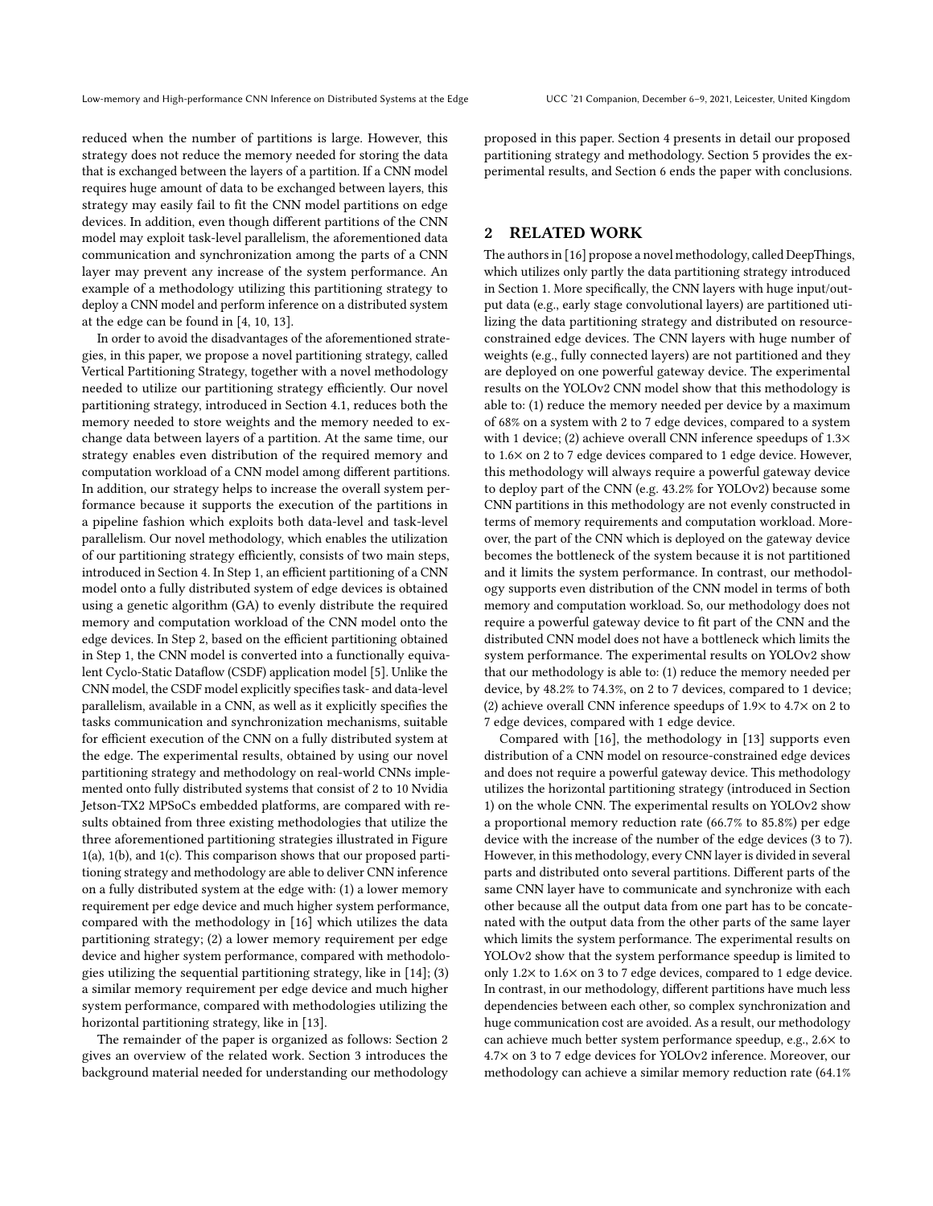reduced when the number of partitions is large. However, this strategy does not reduce the memory needed for storing the data that is exchanged between the layers of a partition. If a CNN model requires huge amount of data to be exchanged between layers, this strategy may easily fail to fit the CNN model partitions on edge devices. In addition, even though different partitions of the CNN model may exploit task-level parallelism, the aforementioned data communication and synchronization among the parts of a CNN layer may prevent any increase of the system performance. An example of a methodology utilizing this partitioning strategy to deploy a CNN model and perform inference on a distributed system at the edge can be found in [4, 10, 13].

In order to avoid the disadvantages of the aforementioned strategies, in this paper, we propose a novel partitioning strategy, called Vertical Partitioning Strategy, together with a novel methodology needed to utilize our partitioning strategy efficiently. Our novel partitioning strategy, introduced in Section 4.1, reduces both the memory needed to store weights and the memory needed to exchange data between layers of a partition. At the same time, our strategy enables even distribution of the required memory and computation workload of a CNN model among different partitions. In addition, our strategy helps to increase the overall system performance because it supports the execution of the partitions in a pipeline fashion which exploits both data-level and task-level parallelism. Our novel methodology, which enables the utilization of our partitioning strategy efficiently, consists of two main steps, introduced in Section 4. In Step 1, an efficient partitioning of a CNN model onto a fully distributed system of edge devices is obtained using a genetic algorithm (GA) to evenly distribute the required memory and computation workload of the CNN model onto the edge devices. In Step 2, based on the efficient partitioning obtained in Step 1, the CNN model is converted into a functionally equivalent Cyclo-Static Dataflow (CSDF) application model [5]. Unlike the CNN model, the CSDF model explicitly specifies task- and data-level parallelism, available in a CNN, as well as it explicitly specifies the tasks communication and synchronization mechanisms, suitable for efficient execution of the CNN on a fully distributed system at the edge. The experimental results, obtained by using our novel partitioning strategy and methodology on real-world CNNs implemented onto fully distributed systems that consist of 2 to 10 Nvidia Jetson-TX2 MPSoCs embedded platforms, are compared with results obtained from three existing methodologies that utilize the three aforementioned partitioning strategies illustrated in Figure 1(a), 1(b), and 1(c). This comparison shows that our proposed partitioning strategy and methodology are able to deliver CNN inference on a fully distributed system at the edge with: (1) a lower memory requirement per edge device and much higher system performance, compared with the methodology in [16] which utilizes the data partitioning strategy; (2) a lower memory requirement per edge device and higher system performance, compared with methodologies utilizing the sequential partitioning strategy, like in [14]; (3) a similar memory requirement per edge device and much higher system performance, compared with methodologies utilizing the horizontal partitioning strategy, like in [13].

The remainder of the paper is organized as follows: Section 2 gives an overview of the related work. Section 3 introduces the background material needed for understanding our methodology proposed in this paper. Section 4 presents in detail our proposed partitioning strategy and methodology. Section 5 provides the experimental results, and Section 6 ends the paper with conclusions.

## 2 RELATED WORK

The authors in [16] propose a novel methodology, called DeepThings, which utilizes only partly the data partitioning strategy introduced in Section 1. More specifically, the CNN layers with huge input/output data (e.g., early stage convolutional layers) are partitioned utilizing the data partitioning strategy and distributed on resource-constrained edge devices. The CNN layers with huge number of weights (e.g., fully connected layers) are not partitioned and they are deployed on one powerful gateway device. The experimental results on the YOLOv2 CNN model show that this methodology is able to: (1) reduce the memory needed per device by a maximum of 68% on a system with 2 to 7 edge devices, compared to a system with 1 device; (2) achieve overall CNN inference speedups of 1.3× to 1.6× on 2 to 7 edge devices compared to 1 edge device. However, this methodology will always require a powerful gateway device to deploy part of the CNN (e.g. 43.2% for YOLOv2) because some CNN partitions in this methodology are not evenly constructed in terms of memory requirements and computation workload. Moreover, the part of the CNN which is deployed on the gateway device becomes the bottleneck of the system because it is not partitioned and it limits the system performance. In contrast, our methodology supports even distribution of the CNN model in terms of both memory and computation workload. So, our methodology does not require a powerful gateway device to fit part of the CNN and the distributed CNN model does not have a bottleneck which limits the system performance. The experimental results on YOLOv2 show that our methodology is able to: (1) reduce the memory needed per device, by 48.2% to 74.3%, on 2 to 7 devices, compared to 1 device; (2) achieve overall CNN inference speedups of 1.9× to 4.7× on 2 to 7 edge devices, compared with 1 edge device.

Compared with [16], the methodology in [13] supports even distribution of a CNN model on resource-constrained edge devices and does not require a powerful gateway device. This methodology utilizes the horizontal partitioning strategy (introduced in Section 1) on the whole CNN. The experimental results on YOLOv2 show a proportional memory reduction rate (66.7% to 85.8%) per edge device with the increase of the number of the edge devices (3 to 7). However, in this methodology, every CNN layer is divided in several parts and distributed onto several partitions. Different parts of the same CNN layer have to communicate and synchronize with each other because all the output data from one part has to be concatenated with the output data from the other parts of the same layer which limits the system performance. The experimental results on YOLOv2 show that the system performance speedup is limited to only 1.2× to 1.6× on 3 to 7 edge devices, compared to 1 edge device. In contrast, in our methodology, different partitions have much less dependencies between each other, so complex synchronization and huge communication cost are avoided. As a result, our methodology can achieve much better system performance speedup, e.g., 2.6× to 4.7× on 3 to 7 edge devices for YOLOv2 inference. Moreover, our methodology can achieve a similar memory reduction rate (64.1%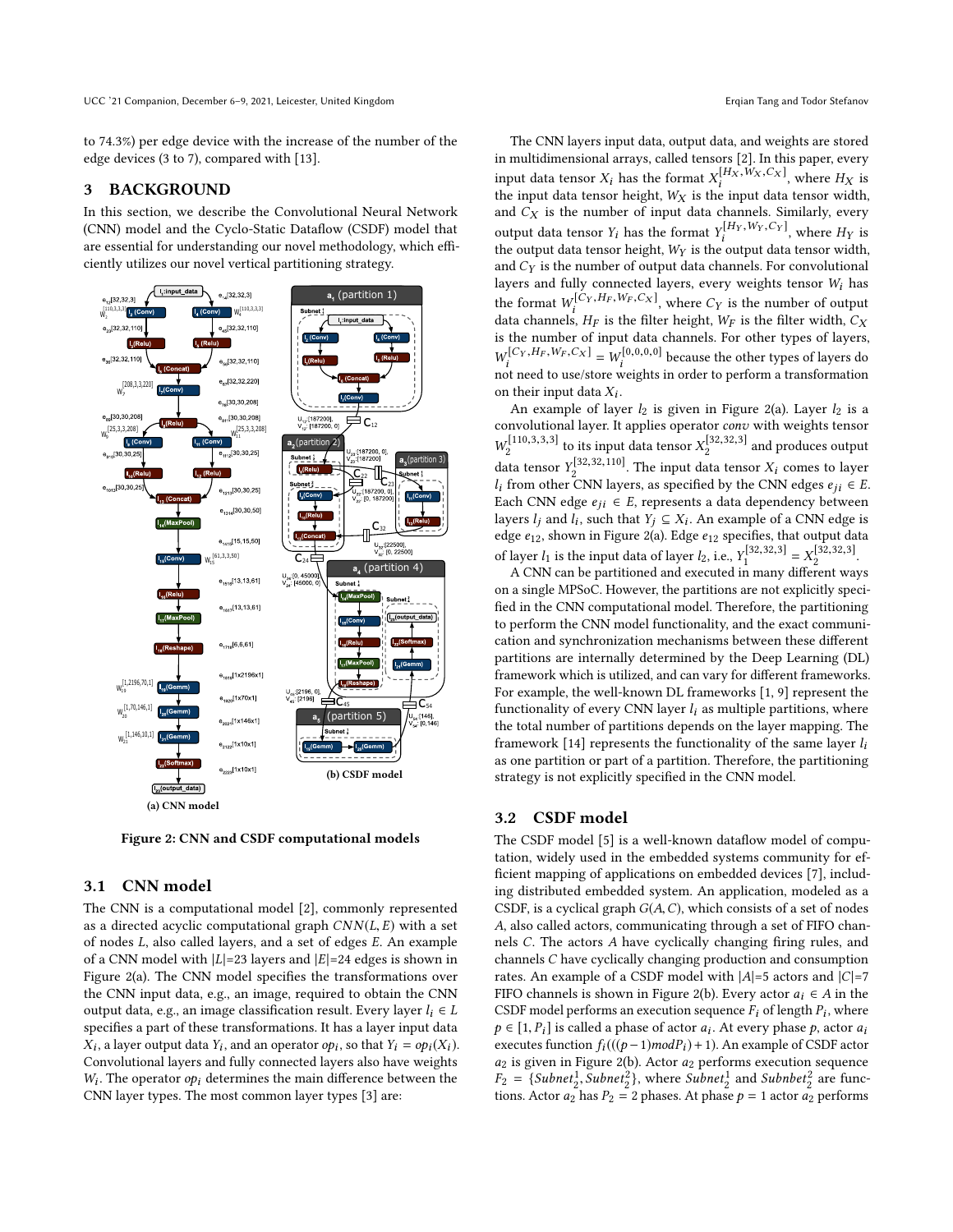to 74.3%) per edge device with the increase of the number of the edge devices (3 to 7), compared with [13].

## 3 BACKGROUND

In this section, we describe the Convolutional Neural Network (CNN) model and the Cyclo-Static Dataflow (CSDF) model that are essential for understanding our novel methodology, which efficiently utilizes our novel vertical partitioning strategy.

(a) CNN model

(b) CSDF model

Figure 2: CNN and CSDF computational models

### 3.1 CNN model

The CNN is a computational model [2], commonly represented as a directed acyclic computational graph $CNN(L, E)$ with a set of nodes $L$, also called layers, and a set of edges $E$. An example of a CNN model with $|L|$=23 layers and $|E|$=24 edges is shown in Figure 2(a). The CNN model specifies the transformations over the CNN input data, e.g., an image, required to obtain the CNN output data, e.g., an image classification result. Every layer $l_i \in L$ specifies a part of these transformations. It has a layer input data $X_i$, a layer output data $Y_i$, and an operator $op_i$, so that $Y_i = op_i(X_i)$. Convolutional layers and fully connected layers also have weights $W_i$. The operator $op_i$ determines the main difference between the CNN layer types. The most common layer types [3] are:

The CNN layers input data, output data, and weights are stored in multidimensional arrays, called tensors [2]. In this paper, every input data tensor $X_i$ has the format $X_i^{[H_X,W_X,C_X]}$, where $H_X$ is the input data tensor height, $W_X$ is the input data tensor width, and $C_X$ is the number of input data channels. Similarly, every output data tensor $Y_i$ has the format $Y_i^{[H_Y,W_Y,C_Y]}$, where $H_Y$ is the output data tensor height, $W_Y$ is the output data tensor width, and $C_Y$ is the number of output data channels. For convolutional layers and fully connected layers, every weights tensor $W_i$ has the format $W_i^{[C_Y,H_F,W_F,C_X]}$, where $C_Y$ is the number of output data channels, $H_F$ is the filter height, $W_F$ is the filter width, $C_X$ is the number of input data channels. For other types of layers, $W_i^{[C_Y,H_F,W_F,C_X]} = W_i^{[0,0,0,0]}$ because the other types of layers do not need to use/store weights in order to perform a transformation on their input data $X_i$.

An example of layer $l_2$ is given in Figure 2(a). Layer $l_2$ is a convolutional layer. It applies operator *conv* with weights tensor $W_2^{[110,3,3,3]}$ to its input data tensor $X_2^{[32,32,3]}$ and produces output data tensor $Y_2^{[32,32,110]}$. The input data tensor $X_i$ comes to layer $l_i$ from other CNN layers, as specified by the CNN edges $e_{ji} \in E$. Each CNN edge $e_{ji} \in E$, represents a data dependency between layers $l_j$ and $l_i$, such that $Y_j \subseteq X_i$. An example of a CNN edge is edge $e_{12}$, shown in Figure 2(a). Edge $e_{12}$ specifies, that output data of layer $l_1$ is the input data of layer $l_2$, i.e., $Y_1^{[32,32,3]} = X_2^{[32,32,3]}$.

A CNN can be partitioned and executed in many different ways on a single MPSoC. However, the partitions are not explicitly specified in the CNN computational model. Therefore, the partitioning to perform the CNN model functionality, and the exact communication and synchronization mechanisms between these different partitions are internally determined by the Deep Learning (DL) framework which is utilized, and can vary for different frameworks. For example, the well-known DL frameworks [1, 9] represent the functionality of every CNN layer $l_i$ as multiple partitions, where the total number of partitions depends on the layer mapping. The framework [14] represents the functionality of the same layer $l_i$ as one partition or part of a partition. Therefore, the partitioning strategy is not explicitly specified in the CNN model.

### 3.2 CSDF model

The CSDF model [5] is a well-known dataflow model of computation, widely used in the embedded systems community for efficient mapping of applications on embedded devices [7], including distributed embedded system. An application, modeled as a CSDF, is a cyclical graph $G(A, C)$, which consists of a set of nodes $A$, also called actors, communicating through a set of FIFO channels $C$. The actors $A$ have cyclically changing firing rules, and channels $C$ have cyclically changing production and consumption rates. An example of a CSDF model with $|A|$=5 actors and $|C|$=7 FIFO channels is shown in Figure 2(b). Every actor $a_i \in A$ in the CSDF model performs an execution sequence $F_i$ of length $P_i$, where $p \in [1, P_i]$ is called a phase of actor $a_i$. At every phase $p$, actor $a_i$ executes function $f_i(((p-1) mod P_i) + 1)$. An example of CSDF actor $a_2$ is given in Figure 2(b). Actor $a_2$ performs execution sequence $F_2 = \{Subnet_2^1, Subnbet_2^2\}$, where $Subnet_2^1$ and $Subnbet_2^2$ are functions. Actor $a_2$ has $P_2 = 2$ phases. At phase $p = 1$ actor $a_2$ performs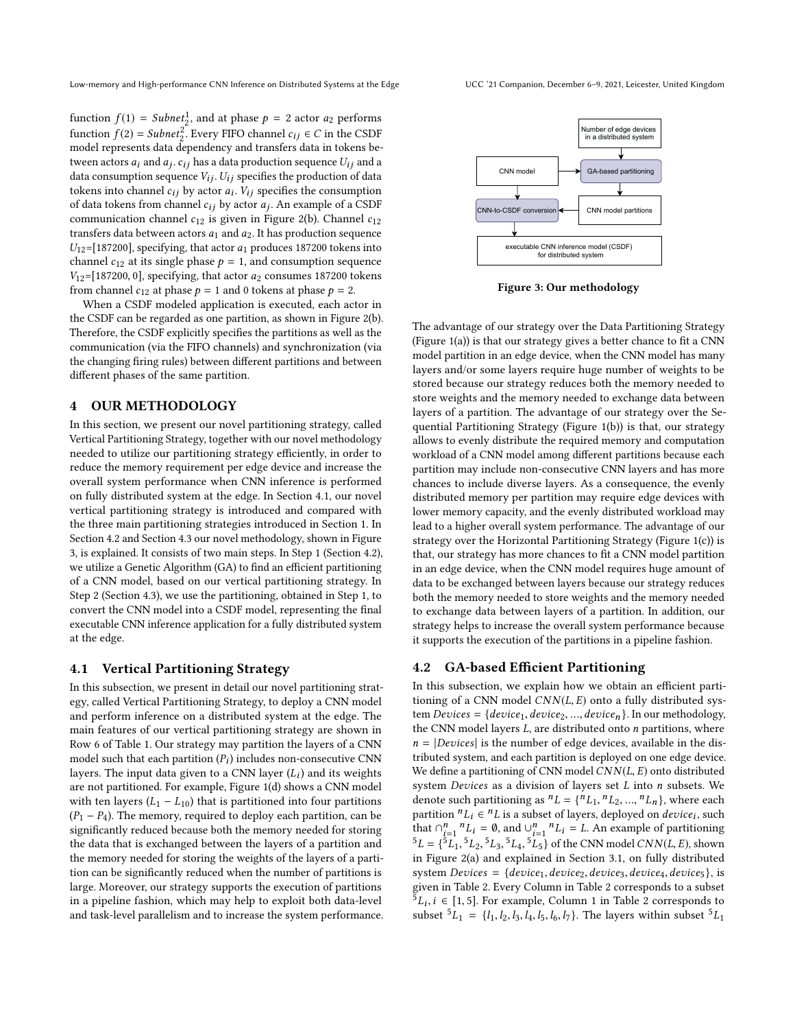function $f(1) = Subnet_2^1$, and at phase $p = 2$ actor $a_2$ performs function $f(2) = Subnet_2^2$. Every FIFO channel $c_{ij} \in C$ in the CSDF model represents data dependency and transfers data in tokens between actors $a_i$ and $a_j$. $c_{ij}$ has a data production sequence $U_{ij}$ and a data consumption sequence $V_{ij}$. $U_{ij}$ specifies the production of data tokens into channel $c_{ij}$ by actor $a_i$. $V_{ij}$ specifies the consumption of data tokens from channel $c_{ij}$ by actor $a_j$. An example of a CSDF communication channel $c_{12}$ is given in Figure 2(b). Channel $c_{12}$ transfers data between actors $a_1$ and $a_2$. It has production sequence $U_{12}$=[187200], specifying, that actor $a_1$ produces 187200 tokens into channel $c_{12}$ at its single phase $p = 1$, and consumption sequence $V_{12}$=[187200, 0], specifying, that actor $a_2$ consumes 187200 tokens from channel $c_{12}$ at phase $p = 1$ and 0 tokens at phase $p = 2$.

When a CSDF modeled application is executed, each actor in the CSDF can be regarded as one partition, as shown in Figure 2(b). Therefore, the CSDF explicitly specifies the partitions as well as the communication (via the FIFO channels) and synchronization (via the changing firing rules) between different partitions and between different phases of the same partition.

## 4 OUR METHODOLOGY

In this section, we present our novel partitioning strategy, called Vertical Partitioning Strategy, together with our novel methodology needed to utilize our partitioning strategy efficiently, in order to reduce the memory requirement per edge device and increase the overall system performance when CNN inference is performed on fully distributed system at the edge. In Section 4.1, our novel vertical partitioning strategy is introduced and compared with the three main partitioning strategies introduced in Section 1. In Section 4.2 and Section 4.3 our novel methodology, shown in Figure 3, is explained. It consists of two main steps. In Step 1 (Section 4.2), we utilize a Genetic Algorithm (GA) to find an efficient partitioning of a CNN model, based on our vertical partitioning strategy. In Step 2 (Section 4.3), we use the partitioning, obtained in Step 1, to convert the CNN model into a CSDF model, representing the final executable CNN inference application for a fully distributed system at the edge.

### 4.1 Vertical Partitioning Strategy

In this subsection, we present in detail our novel partitioning strategy, called Vertical Partitioning Strategy, to deploy a CNN model and perform inference on a distributed system at the edge. The main features of our vertical partitioning strategy are shown in Row 6 of Table 1. Our strategy may partition the layers of a CNN model such that each partition ($P_i$) includes non-consecutive CNN layers. The input data given to a CNN layer ($L_i$) and its weights are not partitioned. For example, Figure 1(d) shows a CNN model with ten layers ($L_1 - L_{10}$) that is partitioned into four partitions ($P_1 - P_4$). The memory, required to deploy each partition, can be significantly reduced because both the memory needed for storing the data that is exchanged between the layers of a partition and the memory needed for storing the weights of the layers of a partition can be significantly reduced when the number of partitions is large. Moreover, our strategy supports the execution of partitions in a pipeline fashion, which may help to exploit both data-level and task-level parallelism and to increase the system performance.

Number of edge devices in a distributed system → GA-based partitioning; CNN model → GA-based partitioning; CNN model → CNN-to-CSDF conversion; GA-based partitioning → CNN model partitions → CNN-to-CSDF conversion → executable CNN inference model (CSDF) for distributed system

Figure 3: Our methodology

The advantage of our strategy over the Data Partitioning Strategy (Figure 1(a)) is that our strategy gives a better chance to fit a CNN model partition in an edge device, when the CNN model has many layers and/or some layers require huge number of weights to be stored because our strategy reduces both the memory needed to store weights and the memory needed to exchange data between layers of a partition. The advantage of our strategy over the Sequential Partitioning Strategy (Figure 1(b)) is that, our strategy allows to evenly distribute the required memory and computation workload of a CNN model among different partitions because each partition may include non-consecutive CNN layers and has more chances to include diverse layers. As a consequence, the evenly distributed memory per partition may require edge devices with lower memory capacity, and the evenly distributed workload may lead to a higher overall system performance. The advantage of our strategy over the Horizontal Partitioning Strategy (Figure 1(c)) is that, our strategy has more chances to fit a CNN model partition in an edge device, when the CNN model requires huge amount of data to be exchanged between layers because our strategy reduces both the memory needed to store weights and the memory needed to exchange data between layers of a partition. In addition, our strategy helps to increase the overall system performance because it supports the execution of the partitions in a pipeline fashion.

### 4.2 GA-based Efficient Partitioning

In this subsection, we explain how we obtain an efficient partitioning of a CNN model $CNN(L, E)$ onto a fully distributed system $Devices = \{device_1, device_2, ..., device_n\}$. In our methodology, the CNN model layers $L$, are distributed onto $n$ partitions, where $n = |Devices|$ is the number of edge devices, available in the distributed system, and each partition is deployed on one edge device. We define a partitioning of CNN model $CNN(L, E)$ onto distributed system $Devices$ as a division of layers set $L$ into $n$ subsets. We denote such partitioning as ${}^nL = \{{}^nL_1, {}^nL_2, ..., {}^nL_n\}$, where each partition ${}^nL_i \in {}^nL$ is a subset of layers, deployed on $device_i$, such that $\cap_{i=1}^{n} {}^nL_i = \emptyset$, and $\cup_{i=1}^{n} {}^nL_i = L$. An example of partitioning ${}^5L = \{{}^5L_1, {}^5L_2, {}^5L_3, {}^5L_4, {}^5L_5\}$ of the CNN model $CNN(L, E)$, shown in Figure 2(a) and explained in Section 3.1, on fully distributed system $Devices = \{device_1, device_2, device_3, device_4, device_5\}$, is given in Table 2. Every Column in Table 2 corresponds to a subset ${}^5L_i, i \in [1, 5]$. For example, Column 1 in Table 2 corresponds to subset ${}^5L_1 = \{l_1, l_2, l_3, l_4, l_5, l_6, l_7\}$. The layers within subset ${}^5L_1$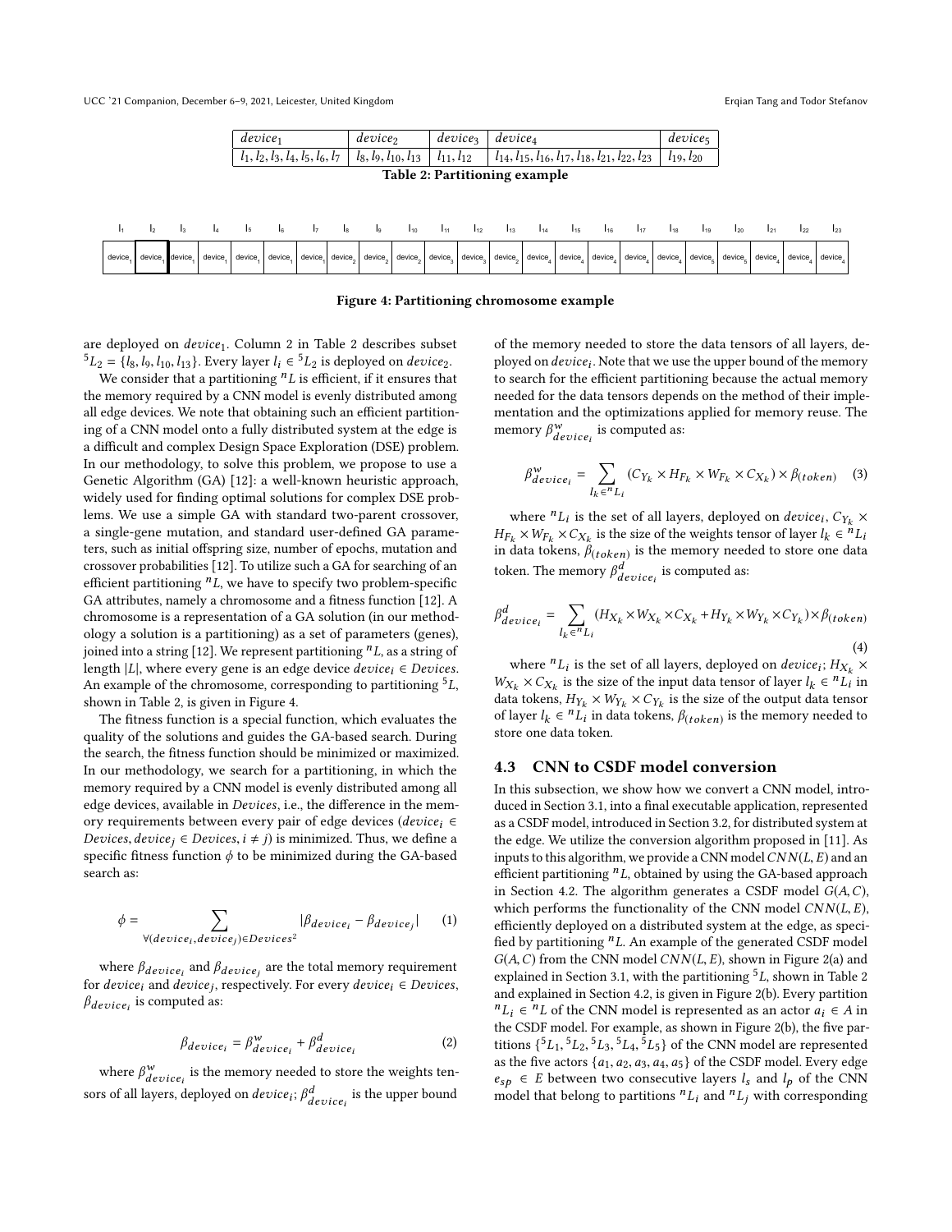| $device_1$ | $device_2$ | $device_3$ | $device_4$ | $device_5$ |
|---|---|---|---|---|
| $l_1, l_2, l_3, l_4, l_5, l_6, l_7$ | $l_8, l_9, l_{10}, l_{13}$ | $l_{11}, l_{12}$ | $l_{14}, l_{15}, l_{16}, l_{17}, l_{18}, l_{21}, l_{22}, l_{23}$ | $l_{19}, l_{20}$ |

**Table 2: Partitioning example**

| $l_1$ | $l_2$ | $l_3$ | $l_4$ | $l_5$ | $l_6$ | $l_7$ | $l_8$ | $l_9$ | $l_{10}$ | $l_{11}$ | $l_{12}$ | $l_{13}$ | $l_{14}$ | $l_{15}$ | $l_{16}$ | $l_{17}$ | $l_{18}$ | $l_{19}$ | $l_{20}$ | $l_{21}$ | $l_{22}$ | $l_{23}$ |
|---|---|---|---|---|---|---|---|---|---|---|---|---|---|---|---|---|---|---|---|---|---|---|
| $device_1$ | $device_1$ | $device_1$ | $device_1$ | $device_1$ | $device_1$ | $device_1$ | $device_2$ | $device_2$ | $device_2$ | $device_3$ | $device_3$ | $device_2$ | $device_4$ | $device_4$ | $device_4$ | $device_4$ | $device_4$ | $device_5$ | $device_5$ | $device_4$ | $device_4$ | $device_4$ |

**Figure 4: Partitioning chromosome example**

are deployed on $device_1$. Column 2 in Table 2 describes subset ${}^5L_2 = \{l_8, l_9, l_{10}, l_{13}\}$. Every layer $l_i \in {}^5L_2$ is deployed on $device_2$.

We consider that a partitioning ${}^nL$ is efficient, if it ensures that the memory required by a CNN model is evenly distributed among all edge devices. We note that obtaining such an efficient partitioning of a CNN model onto a fully distributed system at the edge is a difficult and complex Design Space Exploration (DSE) problem. In our methodology, to solve this problem, we propose to use a Genetic Algorithm (GA) [12]: a well-known heuristic approach, widely used for finding optimal solutions for complex DSE problems. We use a simple GA with standard two-parent crossover, a single-gene mutation, and standard user-defined GA parameters, such as initial offspring size, number of epochs, mutation and crossover probabilities [12]. To utilize such a GA for searching of an efficient partitioning ${}^nL$, we have to specify two problem-specific GA attributes, namely a chromosome and a fitness function [12]. A chromosome is a representation of a GA solution (in our methodology a solution is a partitioning) as a set of parameters (genes), joined into a string [12]. We represent partitioning ${}^nL$, as a string of length $|L|$, where every gene is an edge device $device_i \in Devices$. An example of the chromosome, corresponding to partitioning ${}^5L$, shown in Table 2, is given in Figure 4.

The fitness function is a special function, which evaluates the quality of the solutions and guides the GA-based search. During the search, the fitness function should be minimized or maximized. In our methodology, we search for a partitioning, in which the memory required by a CNN model is evenly distributed among all edge devices, available in $Devices$, i.e., the difference in the memory requirements between every pair of edge devices ($device_i \in Devices, device_j \in Devices, i \neq j$) is minimized. Thus, we define a specific fitness function $\phi$ to be minimized during the GA-based search as:

$$\phi = \sum_{\forall (device_i, device_j) \in Devices^2} |\beta_{device_i} - \beta_{device_j}| \quad (1)$$

where $\beta_{device_i}$ and $\beta_{device_j}$ are the total memory requirement for $device_i$ and $device_j$, respectively. For every $device_i \in Devices$, $\beta_{device_i}$ is computed as:

$$\beta_{device_i} = \beta^w_{device_i} + \beta^d_{device_i} \quad (2)$$

where $\beta^w_{device_i}$ is the memory needed to store the weights tensors of all layers, deployed on $device_i$; $\beta^d_{device_i}$ is the upper bound of the memory needed to store the data tensors of all layers, deployed on $device_i$. Note that we use the upper bound of the memory to search for the efficient partitioning because the actual memory needed for the data tensors depends on the method of their implementation and the optimizations applied for memory reuse. The memory $\beta^w_{device_i}$ is computed as:

$$\beta^w_{device_i} = \sum_{l_k \in {}^nL_i} (C_{Y_k} \times H_{F_k} \times W_{F_k} \times C_{X_k}) \times \beta_{(token)} \quad (3)$$

where ${}^nL_i$ is the set of all layers, deployed on $device_i$, $C_{Y_k} \times H_{F_k} \times W_{F_k} \times C_{X_k}$ is the size of the weights tensor of layer $l_k \in {}^nL_i$ in data tokens, $\beta_{(token)}$ is the memory needed to store one data token. The memory $\beta^d_{device_i}$ is computed as:

$$\beta^d_{device_i} = \sum_{l_k \in {}^nL_i} (H_{X_k} \times W_{X_k} \times C_{X_k} + H_{Y_k} \times W_{Y_k} \times C_{Y_k}) \times \beta_{(token)} \quad (4)$$

where ${}^nL_i$ is the set of all layers, deployed on $device_i$; $H_{X_k} \times W_{X_k} \times C_{X_k}$ is the size of the input data tensor of layer $l_k \in {}^nL_i$ in data tokens, $H_{Y_k} \times W_{Y_k} \times C_{Y_k}$ is the size of the output data tensor of layer $l_k \in {}^nL_i$ in data tokens, $\beta_{(token)}$ is the memory needed to store one data token.

### 4.3 CNN to CSDF model conversion

In this subsection, we show how we convert a CNN model, introduced in Section 3.1, into a final executable application, represented as a CSDF model, introduced in Section 3.2, for distributed system at the edge. We utilize the conversion algorithm proposed in [11]. As inputs to this algorithm, we provide a CNN model $CNN(L, E)$ and an efficient partitioning ${}^nL$, obtained by using the GA-based approach in Section 4.2. The algorithm generates a CSDF model $G(A, C)$, which performs the functionality of the CNN model $CNN(L, E)$, efficiently deployed on a distributed system at the edge, as specified by partitioning ${}^nL$. An example of the generated CSDF model $G(A, C)$ from the CNN model $CNN(L, E)$, shown in Figure 2(a) and explained in Section 3.1, with the partitioning ${}^5L$, shown in Table 2 and explained in Section 4.2, is given in Figure 2(b). Every partition ${}^nL_i \in {}^nL$ of the CNN model is represented as an actor $a_i \in A$ in the CSDF model. For example, as shown in Figure 2(b), the five partitions $\{{}^5L_1, {}^5L_2, {}^5L_3, {}^5L_4, {}^5L_5\}$ of the CNN model are represented as the five actors $\{a_1, a_2, a_3, a_4, a_5\}$ of the CSDF model. Every edge $e_{sp} \in E$ between two consecutive layers $l_s$ and $l_p$ of the CNN model that belong to partitions ${}^nL_i$ and ${}^nL_j$ with corresponding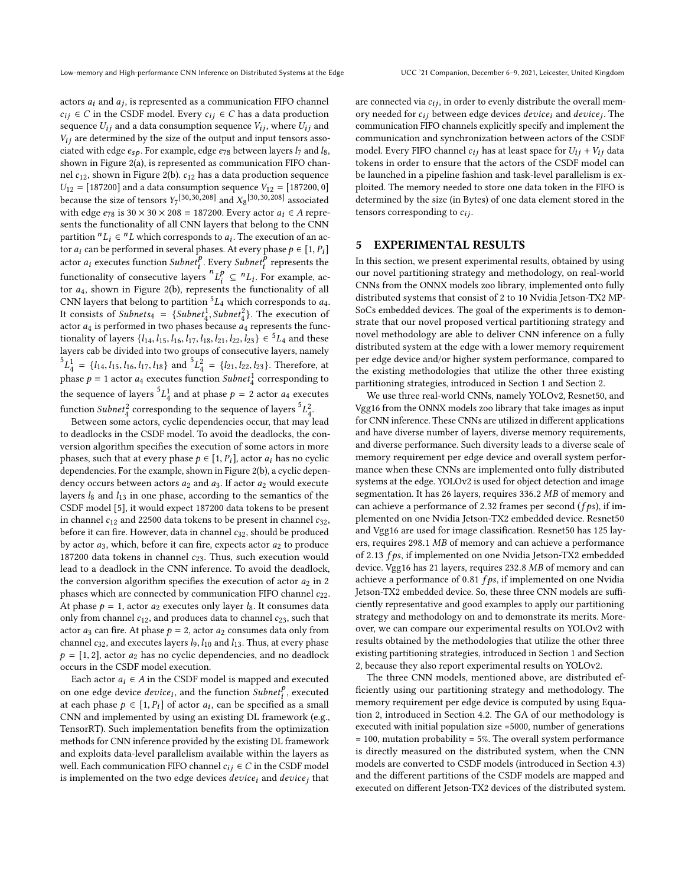actors $a_i$ and $a_j$, is represented as a communication FIFO channel $c_{ij} \in C$ in the CSDF model. Every $c_{ij} \in C$ has a data production sequence $U_{ij}$ and a data consumption sequence $V_{ij}$, where $U_{ij}$ and $V_{ij}$ are determined by the size of the output and input tensors associated with edge $e_{sp}$. For example, edge $e_{78}$ between layers $l_7$ and $l_8$, shown in Figure 2(a), is represented as communication FIFO channel $c_{12}$, shown in Figure 2(b). $c_{12}$ has a data production sequence $U_{12} = [187200]$ and a data consumption sequence $V_{12} = [187200, 0]$ because the size of tensors $Y_7^{[30,30,208]}$ and $X_8^{[30,30,208]}$ associated with edge $e_{78}$ is $30 \times 30 \times 208 = 187200$. Every actor $a_i \in A$ represents the functionality of all CNN layers that belong to the CNN partition ${}^nL_i \in {}^nL$ which corresponds to $a_i$. The execution of an actor $a_i$ can be performed in several phases. At every phase $p \in [1, P_i]$ actor $a_i$ executes function $Subnet_i^p$. Every $Subnet_i^p$ represents the functionality of consecutive layers ${}^nL_i^p \subseteq {}^nL_i$. For example, actor $a_4$, shown in Figure 2(b), represents the functionality of all CNN layers that belong to partition ${}^5L_4$ which corresponds to $a_4$. It consists of $Subnets_4 = \{Subnet_4^1, Subnet_4^2\}$. The execution of actor $a_4$ is performed in two phases because $a_4$ represents the functionality of layers $\{l_{14}, l_{15}, l_{16}, l_{17}, l_{18}, l_{21}, l_{22}, l_{23}\} \in {}^5L_4$ and these layers cab be divided into two groups of consecutive layers, namely ${}^5L_4^1 = \{l_{14}, l_{15}, l_{16}, l_{17}, l_{18}\}$ and ${}^5L_4^2 = \{l_{21}, l_{22}, l_{23}\}$. Therefore, at phase $p = 1$ actor $a_4$ executes function $Subnet_4^1$ corresponding to the sequence of layers ${}^5L_4^1$ and at phase $p = 2$ actor $a_4$ executes function $Subnet_4^2$ corresponding to the sequence of layers ${}^5L_4^2$.

Between some actors, cyclic dependencies occur, that may lead to deadlocks in the CSDF model. To avoid the deadlocks, the conversion algorithm specifies the execution of some actors in more phases, such that at every phase $p \in [1, P_i]$, actor $a_i$ has no cyclic dependencies. For the example, shown in Figure 2(b), a cyclic dependency occurs between actors $a_2$ and $a_3$. If actor $a_2$ would execute layers $l_8$ and $l_{13}$ in one phase, according to the semantics of the CSDF model [5], it would expect 187200 data tokens to be present in channel $c_{12}$ and 22500 data tokens to be present in channel $c_{32}$, before it can fire. However, data in channel $c_{32}$, should be produced by actor $a_3$, which, before it can fire, expects actor $a_2$ to produce 187200 data tokens in channel $c_{23}$. Thus, such execution would lead to a deadlock in the CNN inference. To avoid the deadlock, the conversion algorithm specifies the execution of actor $a_2$ in 2 phases which are connected by communication FIFO channel $c_{22}$. At phase $p = 1$, actor $a_2$ executes only layer $l_8$. It consumes data only from channel $c_{12}$, and produces data to channel $c_{23}$, such that actor $a_3$ can fire. At phase $p = 2$, actor $a_2$ consumes data only from channel $c_{32}$, and executes layers $l_9, l_{10}$ and $l_{13}$. Thus, at every phase $p = [1, 2]$, actor $a_2$ has no cyclic dependencies, and no deadlock occurs in the CSDF model execution.

Each actor $a_i \in A$ in the CSDF model is mapped and executed on one edge device $device_i$, and the function $Subnet_i^p$, executed at each phase $p \in [1, P_i]$ of actor $a_i$, can be specified as a small CNN and implemented by using an existing DL framework (e.g., TensorRT). Such implementation benefits from the optimization methods for CNN inference provided by the existing DL framework and exploits data-level parallelism available within the layers as well. Each communication FIFO channel $c_{ij} \in C$ in the CSDF model is implemented on the two edge devices $device_i$ and $device_j$ that are connected via $c_{ij}$, in order to evenly distribute the overall memory needed for $c_{ij}$ between edge devices $device_i$ and $device_j$. The communication FIFO channels explicitly specify and implement the communication and synchronization between actors of the CSDF model. Every FIFO channel $c_{ij}$ has at least space for $U_{ij} + V_{ij}$ data tokens in order to ensure that the actors of the CSDF model can be launched in a pipeline fashion and task-level parallelism is exploited. The memory needed to store one data token in the FIFO is determined by the size (in Bytes) of one data element stored in the tensors corresponding to $c_{ij}$.

## 5 EXPERIMENTAL RESULTS

In this section, we present experimental results, obtained by using our novel partitioning strategy and methodology, on real-world CNNs from the ONNX models zoo library, implemented onto fully distributed systems that consist of 2 to 10 Nvidia Jetson-TX2 MP-SoCs embedded devices. The goal of the experiments is to demonstrate that our novel proposed vertical partitioning strategy and novel methodology are able to deliver CNN inference on a fully distributed system at the edge with a lower memory requirement per edge device and/or higher system performance, compared to the existing methodologies that utilize the other three existing partitioning strategies, introduced in Section 1 and Section 2.

We use three real-world CNNs, namely YOLOv2, Resnet50, and Vgg16 from the ONNX models zoo library that take images as input for CNN inference. These CNNs are utilized in different applications and have diverse number of layers, diverse memory requirements, and diverse performance. Such diversity leads to a diverse scale of memory requirement per edge device and overall system performance when these CNNs are implemented onto fully distributed systems at the edge. YOLOv2 is used for object detection and image segmentation. It has 26 layers, requires 336.2 *MB* of memory and can achieve a performance of 2.32 frames per second ($fps$), if implemented on one Nvidia Jetson-TX2 embedded device. Resnet50 and Vgg16 are used for image classification. Resnet50 has 125 layers, requires 298.1 *MB* of memory and can achieve a performance of 2.13 $fps$, if implemented on one Nvidia Jetson-TX2 embedded device. Vgg16 has 21 layers, requires 232.8 *MB* of memory and can achieve a performance of 0.81 $fps$, if implemented on one Nvidia Jetson-TX2 embedded device. So, these three CNN models are sufficiently representative and good examples to apply our partitioning strategy and methodology on and to demonstrate its merits. Moreover, we can compare our experimental results on YOLOv2 with results obtained by the methodologies that utilize the other three existing partitioning strategies, introduced in Section 1 and Section 2, because they also report experimental results on YOLOv2.

The three CNN models, mentioned above, are distributed efficiently using our partitioning strategy and methodology. The memory requirement per edge device is computed by using Equation 2, introduced in Section 4.2. The GA of our methodology is executed with initial population size =5000, number of generations = 100, mutation probability = 5%. The overall system performance is directly measured on the distributed system, when the CNN models are converted to CSDF models (introduced in Section 4.3) and the different partitions of the CSDF models are mapped and executed on different Jetson-TX2 devices of the distributed system.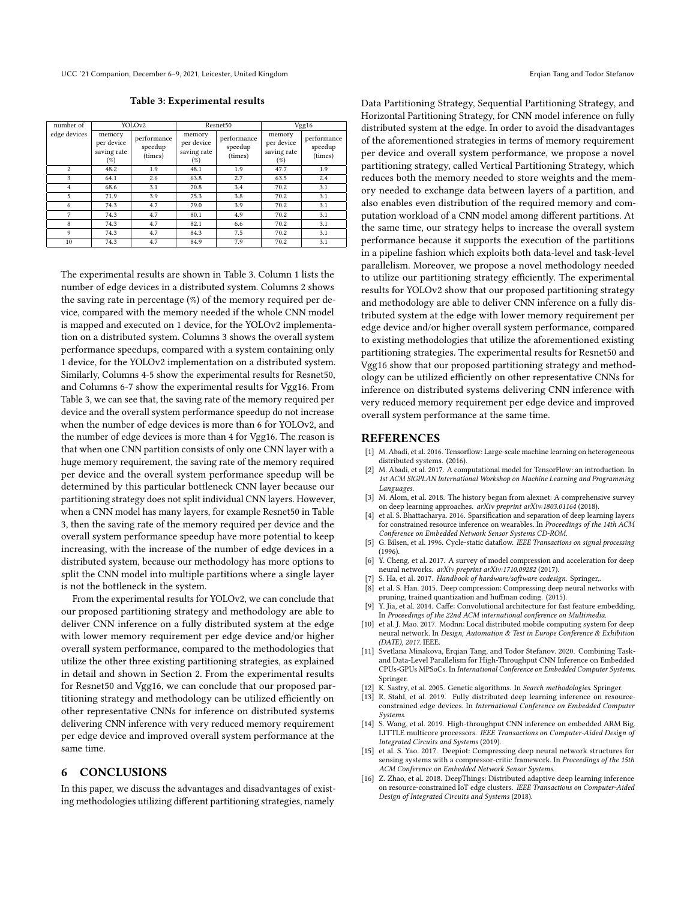**Table 3: Experimental results**

| number of edge devices | YOLOv2 | | Resnet50 | | Vgg16 | |
|---|---|---|---|---|---|---|
| | memory per device saving rate (%) | performance speedup (times) | memory per device saving rate (%) | performance speedup (times) | memory per device saving rate (%) | performance speedup (times) |
| 2 | 48.2 | 1.9 | 48.1 | 1.9 | 47.7 | 1.9 |
| 3 | 64.1 | 2.6 | 63.8 | 2.7 | 63.5 | 2.4 |
| 4 | 68.6 | 3.1 | 70.8 | 3.4 | 70.2 | 3.1 |
| 5 | 71.9 | 3.9 | 75.3 | 3.8 | 70.2 | 3.1 |
| 6 | 74.3 | 4.7 | 79.0 | 3.9 | 70.2 | 3.1 |
| 7 | 74.3 | 4.7 | 80.1 | 4.9 | 70.2 | 3.1 |
| 8 | 74.3 | 4.7 | 82.1 | 6.6 | 70.2 | 3.1 |
| 9 | 74.3 | 4.7 | 84.3 | 7.5 | 70.2 | 3.1 |
| 10 | 74.3 | 4.7 | 84.9 | 7.9 | 70.2 | 3.1 |

The experimental results are shown in Table 3. Column 1 lists the number of edge devices in a distributed system. Columns 2 shows the saving rate in percentage (%) of the memory required per device, compared with the memory needed if the whole CNN model is mapped and executed on 1 device, for the YOLOv2 implementation on a distributed system. Columns 3 shows the overall system performance speedups, compared with a system containing only 1 device, for the YOLOv2 implementation on a distributed system. Similarly, Columns 4-5 show the experimental results for Resnet50, and Columns 6-7 show the experimental results for Vgg16. From Table 3, we can see that, the saving rate of the memory required per device and the overall system performance speedup do not increase when the number of edge devices is more than 6 for YOLOv2, and the number of edge devices is more than 4 for Vgg16. The reason is that when one CNN partition consists of only one CNN layer with a huge memory requirement, the saving rate of the memory required per device and the overall system performance speedup will be determined by this particular bottleneck CNN layer because our partitioning strategy does not split individual CNN layers. However, when a CNN model has many layers, for example Resnet50 in Table 3, then the saving rate of the memory required per device and the overall system performance speedup have more potential to keep increasing, with the increase of the number of edge devices in a distributed system, because our methodology has more options to split the CNN model into multiple partitions where a single layer is not the bottleneck in the system.

From the experimental results for YOLOv2, we can conclude that our proposed partitioning strategy and methodology are able to deliver CNN inference on a fully distributed system at the edge with lower memory requirement per edge device and/or higher overall system performance, compared to the methodologies that utilize the other three existing partitioning strategies, as explained in detail and shown in Section 2. From the experimental results for Resnet50 and Vgg16, we can conclude that our proposed partitioning strategy and methodology can be utilized efficiently on other representative CNNs for inference on distributed systems delivering CNN inference with very reduced memory requirement per edge device and improved overall system performance at the same time.

## 6 CONCLUSIONS

In this paper, we discuss the advantages and disadvantages of existing methodologies utilizing different partitioning strategies, namely Data Partitioning Strategy, Sequential Partitioning Strategy, and Horizontal Partitioning Strategy, for CNN model inference on fully distributed system at the edge. In order to avoid the disadvantages of the aforementioned strategies in terms of memory requirement per device and overall system performance, we propose a novel partitioning strategy, called Vertical Partitioning Strategy, which reduces both the memory needed to store weights and the memory needed to exchange data between layers of a partition, and also enables even distribution of the required memory and computation workload of a CNN model among different partitions. At the same time, our strategy helps to increase the overall system performance because it supports the execution of the partitions in a pipeline fashion which exploits both data-level and task-level parallelism. Moreover, we propose a novel methodology needed to utilize our partitioning strategy efficiently. The experimental results for YOLOv2 show that our proposed partitioning strategy and methodology are able to deliver CNN inference on a fully distributed system at the edge with lower memory requirement per edge device and/or higher overall system performance, compared to existing methodologies that utilize the aforementioned existing partitioning strategies. The experimental results for Resnet50 and Vgg16 show that our proposed partitioning strategy and methodology can be utilized efficiently on other representative CNNs for inference on distributed systems delivering CNN inference with very reduced memory requirement per edge device and improved overall system performance at the same time.

## REFERENCES

[1] M. Abadi, et al. 2016. Tensorflow: Large-scale machine learning on heterogeneous distributed systems. (2016).

[2] M. Abadi, et al. 2017. A computational model for TensorFlow: an introduction. In *1st ACM SIGPLAN International Workshop on Machine Learning and Programming Languages*.

[3] M. Alom, et al. 2018. The history began from alexnet: A comprehensive survey on deep learning approaches. *arXiv preprint arXiv:1803.01164* (2018).

[4] et al. S. Bhattacharya. 2016. Sparsification and separation of deep learning layers for constrained resource inference on wearables. In *Proceedings of the 14th ACM Conference on Embedded Network Sensor Systems CD-ROM*.

[5] G. Bilsen, et al. 1996. Cycle-static dataflow. *IEEE Transactions on signal processing* (1996).

[6] Y. Cheng, et al. 2017. A survey of model compression and acceleration for deep neural networks. *arXiv preprint arXiv:1710.09282* (2017).

[7] S. Ha, et al. 2017. *Handbook of hardware/software codesign*. Springer,.

[8] et al. S. Han. 2015. Deep compression: Compressing deep neural networks with pruning, trained quantization and huffman coding. (2015).

[9] Y. Jia, et al. 2014. Caffe: Convolutional architecture for fast feature embedding. In *Proceedings of the 22nd ACM international conference on Multimedia*.

[10] et al. J. Mao. 2017. Modnn: Local distributed mobile computing system for deep neural network. In *Design, Automation & Test in Europe Conference & Exhibition (DATE), 2017*. IEEE.

[11] Svetlana Minakova, Erqian Tang, and Todor Stefanov. 2020. Combining Task- and Data-Level Parallelism for High-Throughput CNN Inference on Embedded CPUs-GPUs MPSoCs. In *International Conference on Embedded Computer Systems*. Springer.

[12] K. Sastry, et al. 2005. Genetic algorithms. In *Search methodologies*. Springer.

[13] R. Stahl, et al. 2019. Fully distributed deep learning inference on resource-constrained edge devices. In *International Conference on Embedded Computer Systems*.

[14] S. Wang, et al. 2019. High-throughput CNN inference on embedded ARM Big. LITTLE multicore processors. *IEEE Transactions on Computer-Aided Design of Integrated Circuits and Systems* (2019).

[15] et al. S. Yao. 2017. Deepiot: Compressing deep neural network structures for sensing systems with a compressor-critic framework. In *Proceedings of the 15th ACM Conference on Embedded Network Sensor Systems*.

[16] Z. Zhao, et al. 2018. DeepThings: Distributed adaptive deep learning inference on resource-constrained IoT edge clusters. *IEEE Transactions on Computer-Aided Design of Integrated Circuits and Systems* (2018).